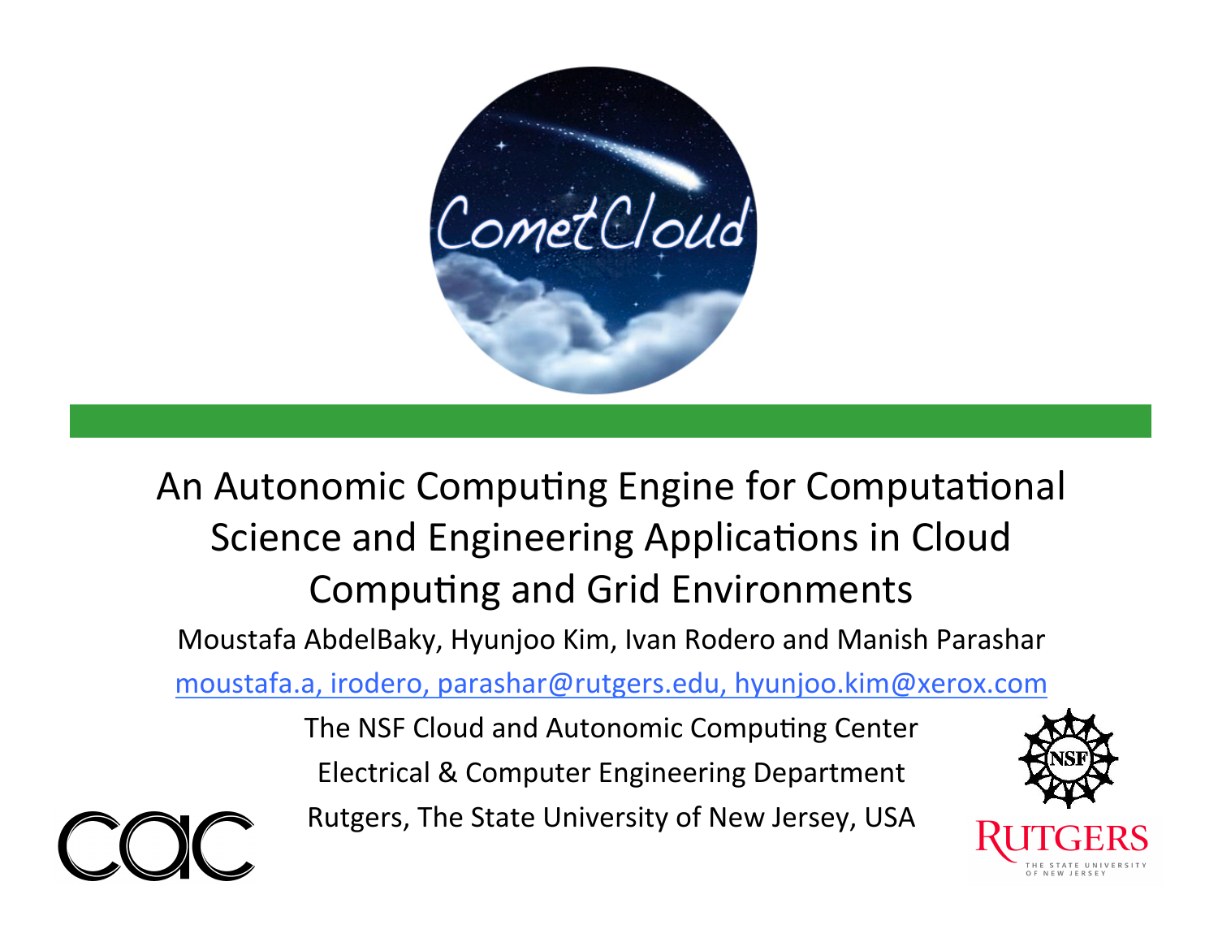# An Autonomic Computing Engine for Computational Science and Engineering Applications in Cloud Computing and Grid Environments

Moustafa AbdelBaky, Hyunjoo Kim, Ivan Rodero and Manish Parashar

moustafa.a, irodero, parashar@rutgers.edu, hyunjoo.kim@xerox.com

The NSF Cloud and Autonomic Computing Center

Electrical & Computer Engineering Department

Rutgers, The State University of New Jersey, USA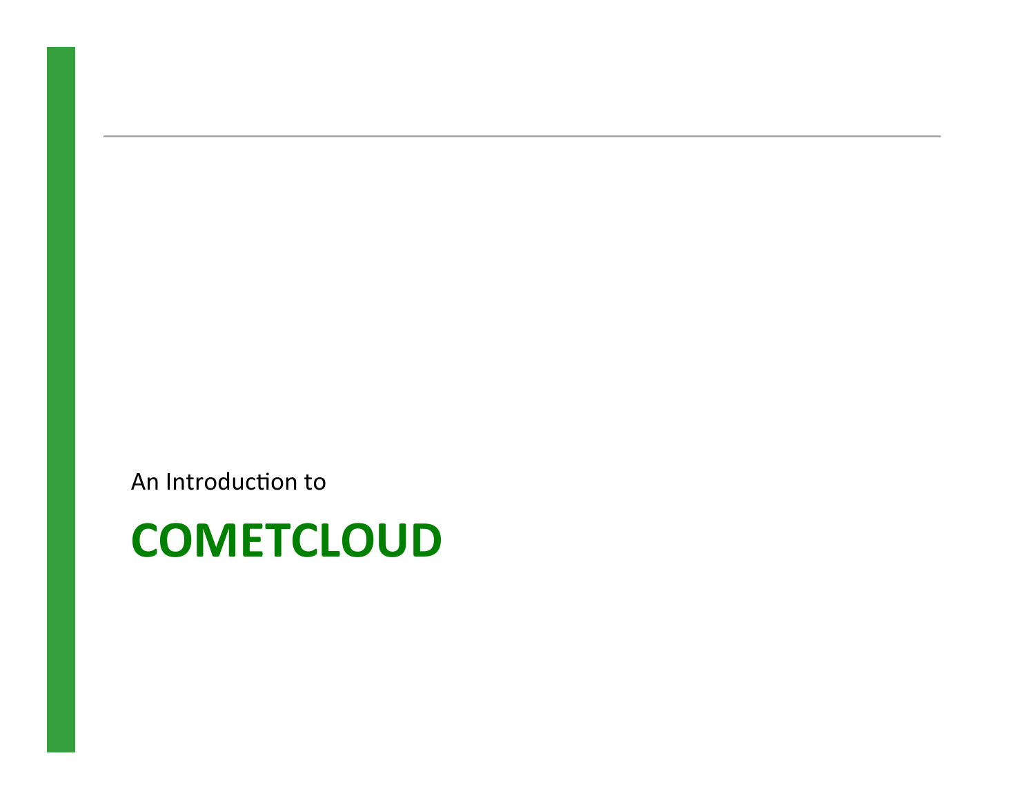An Introduction to

# COMETCLOUD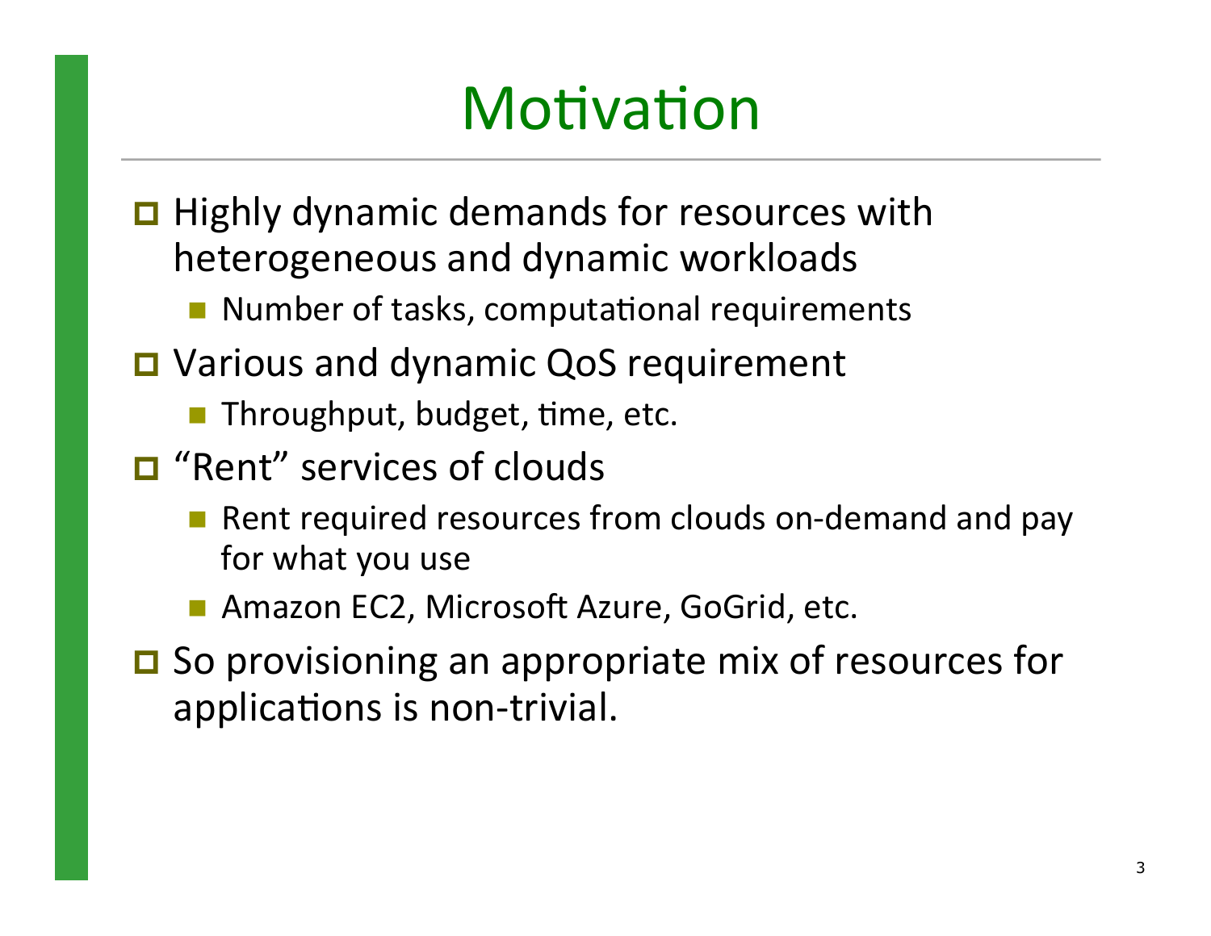# Motivation

- Highly dynamic demands for resources with heterogeneous and dynamic workloads
  - Number of tasks, computational requirements
- Various and dynamic QoS requirement
  - Throughput, budget, time, etc.
- "Rent" services of clouds
  - Rent required resources from clouds on-demand and pay for what you use
  - Amazon EC2, Microsoft Azure, GoGrid, etc.
- So provisioning an appropriate mix of resources for applications is non-trivial.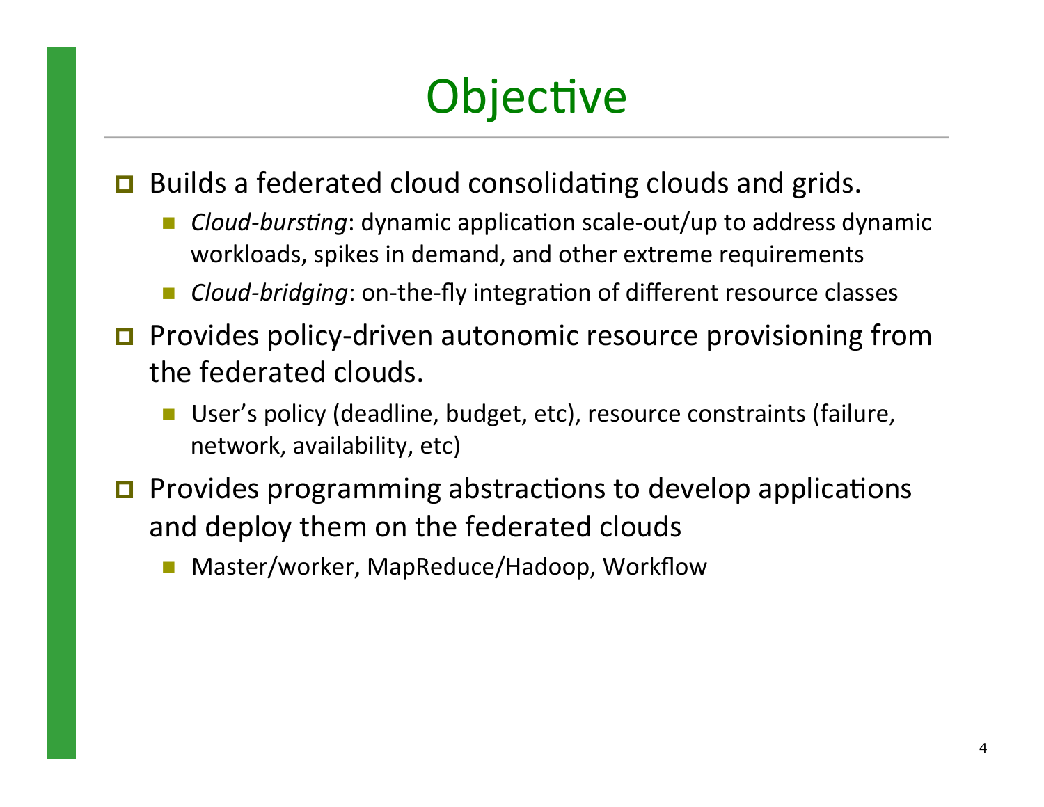# Objective

- Builds a federated cloud consolidating clouds and grids.
  - *Cloud-bursting*: dynamic application scale-out/up to address dynamic workloads, spikes in demand, and other extreme requirements
  - *Cloud-bridging*: on-the-fly integration of different resource classes
- Provides policy-driven autonomic resource provisioning from the federated clouds.
  - User's policy (deadline, budget, etc), resource constraints (failure, network, availability, etc)
- Provides programming abstractions to develop applications and deploy them on the federated clouds
  - Master/worker, MapReduce/Hadoop, Workflow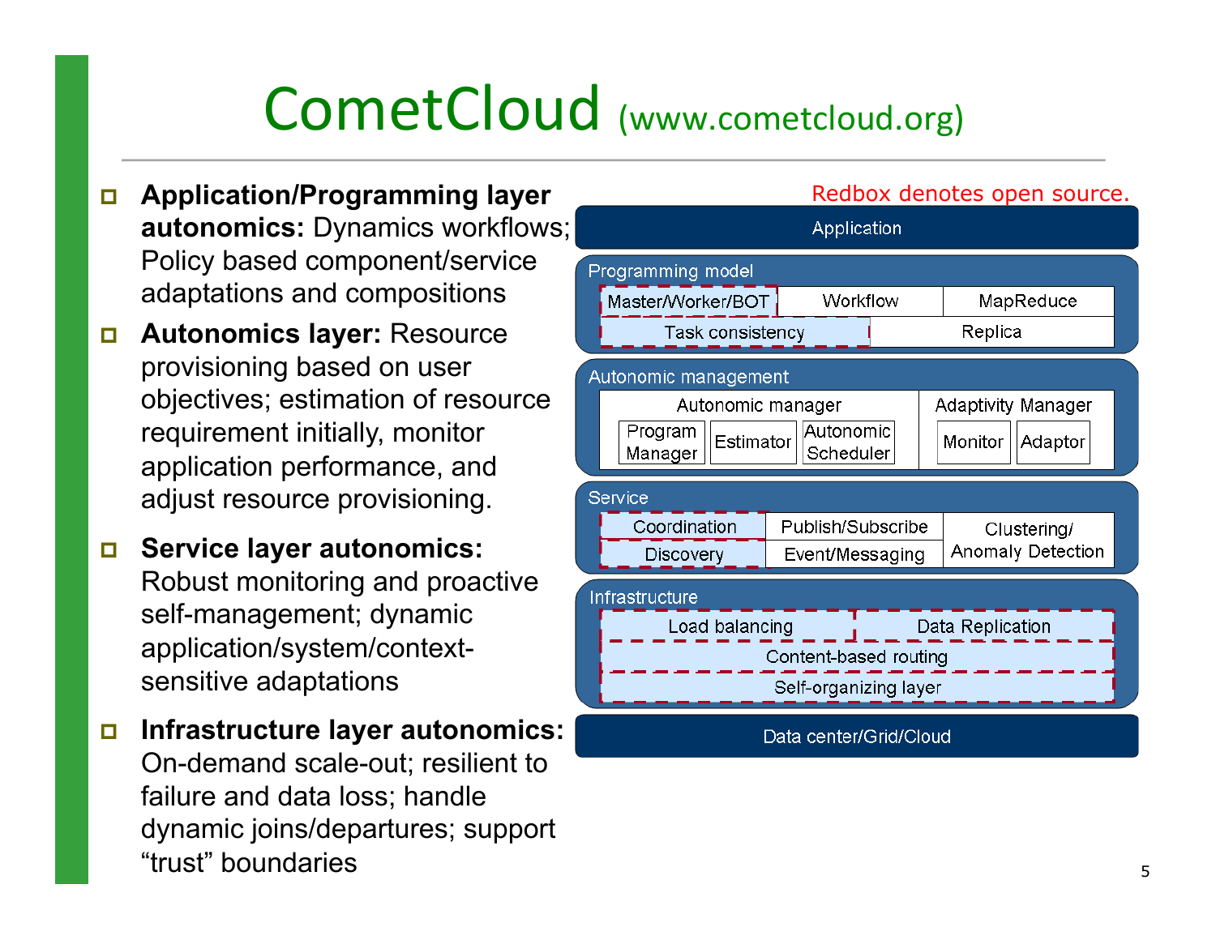# CometCloud (www.cometcloud.org)

- **Application/Programming layer autonomics:** Dynamics workflows; Policy based component/service adaptations and compositions
- **Autonomics layer:** Resource provisioning based on user objectives; estimation of resource requirement initially, monitor application performance, and adjust resource provisioning.
- **Service layer autonomics:** Robust monitoring and proactive self-management; dynamic application/system/context-sensitive adaptations
- **Infrastructure layer autonomics:** On-demand scale-out; resilient to failure and data loss; handle dynamic joins/departures; support "trust" boundaries

Redbox denotes open source.

Application

Programming model
- Master/Worker/BOT
- Workflow
- MapReduce
- Task consistency
- Replica

Autonomic management
- Autonomic manager
  - Program Manager
  - Estimator
  - Autonomic Scheduler
- Adaptivity Manager
  - Monitor
  - Adaptor

Service
- Coordination
- Publish/Subscribe
- Clustering/ Anomaly Detection
- Discovery
- Event/Messaging

Infrastructure
- Load balancing
- Data Replication
- Content-based routing
- Self-organizing layer

Data center/Grid/Cloud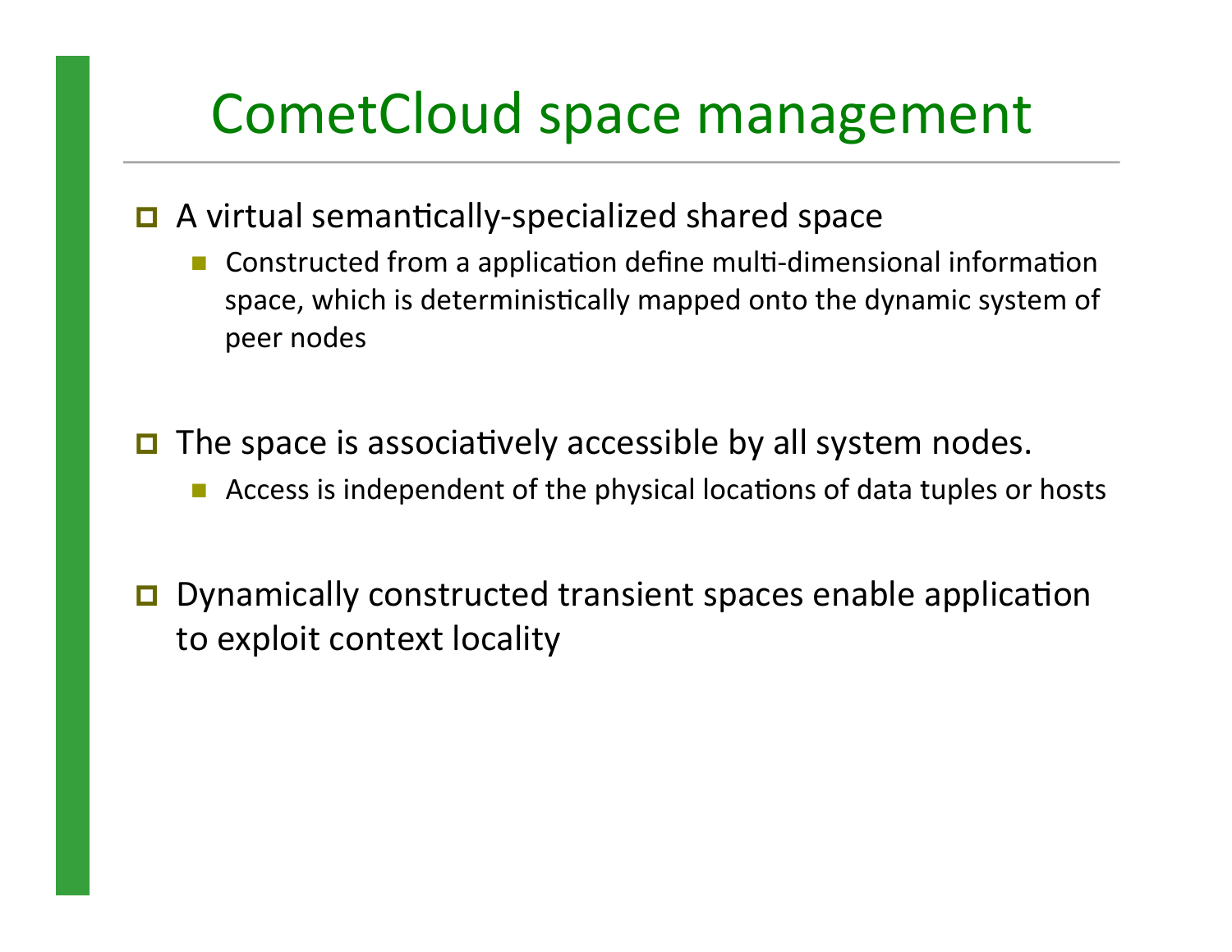# CometCloud space management

- A virtual semantically-specialized shared space
  - Constructed from a application define multi-dimensional information space, which is deterministically mapped onto the dynamic system of peer nodes

- The space is associatively accessible by all system nodes.
  - Access is independent of the physical locations of data tuples or hosts

- Dynamically constructed transient spaces enable application to exploit context locality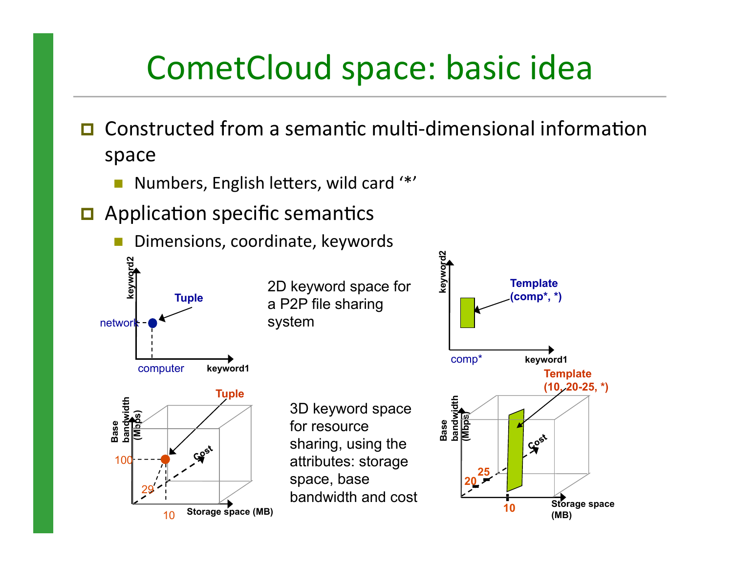# CometCloud space: basic idea

- Constructed from a semantic multi-dimensional information space
  - Numbers, English letters, wild card '*'
- Application specific semantics
  - Dimensions, coordinate, keywords

2D keyword space for a P2P file sharing system

3D keyword space for resource sharing, using the attributes: storage space, base bandwidth and cost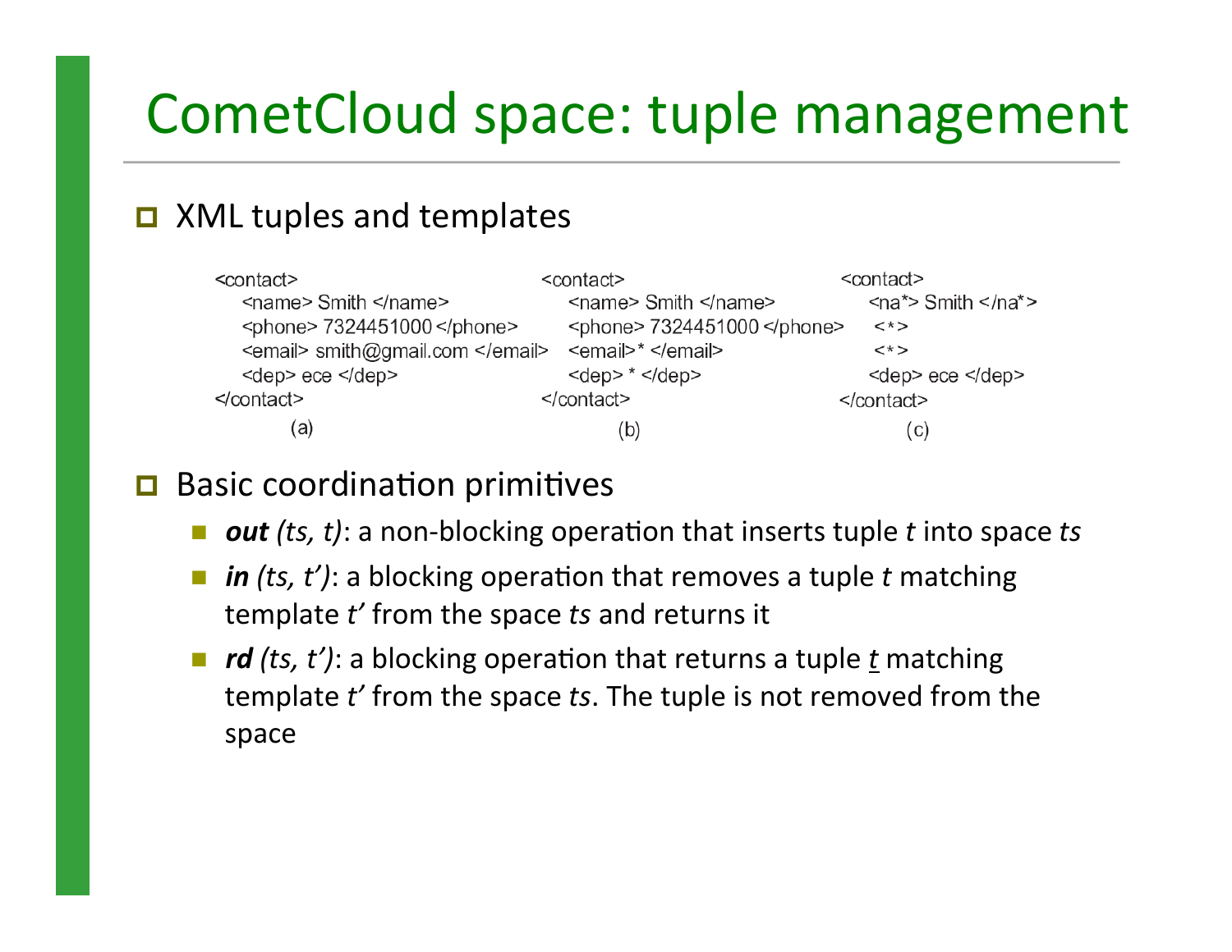# CometCloud space: tuple management

- XML tuples and templates

```
<contact>                                   <contact>                                  <contact>
   <name> Smith </name>                        <name> Smith </name>                       <na*> Smith </na*>
   <phone> 7324451000 </phone>                 <phone> 7324451000 </phone>                <*>
   <email> smith@gmail.com </email>            <email>* </email>                          <*>
   <dep> ece </dep>                            <dep> * </dep>                             <dep> ece </dep>
</contact>                                  </contact>                                 </contact>
        (a)                                         (b)                                        (c)
```

- Basic coordination primitives
  - ***out** (ts, t)*: a non-blocking operation that inserts tuple *t* into space *ts*
  - ***in** (ts, t')*: a blocking operation that removes a tuple *t* matching template *t'* from the space *ts* and returns it
  - ***rd** (ts, t')*: a blocking operation that returns a tuple *t* matching template *t'* from the space *ts*. The tuple is not removed from the space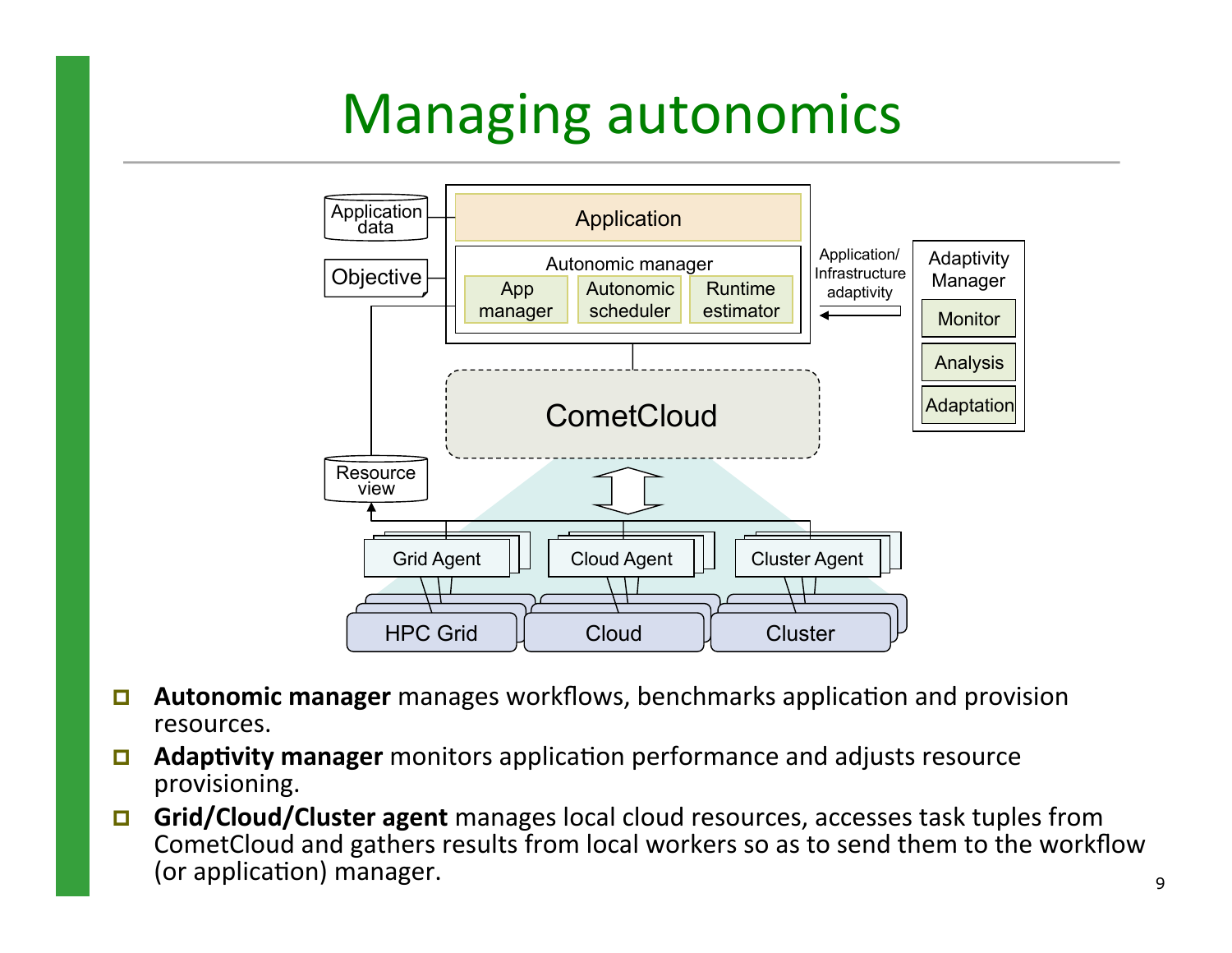# Managing autonomics

- **Autonomic manager** manages workflows, benchmarks application and provision resources.
- **Adaptivity manager** monitors application performance and adjusts resource provisioning.
- **Grid/Cloud/Cluster agent** manages local cloud resources, accesses task tuples from CometCloud and gathers results from local workers so as to send them to the workflow (or application) manager.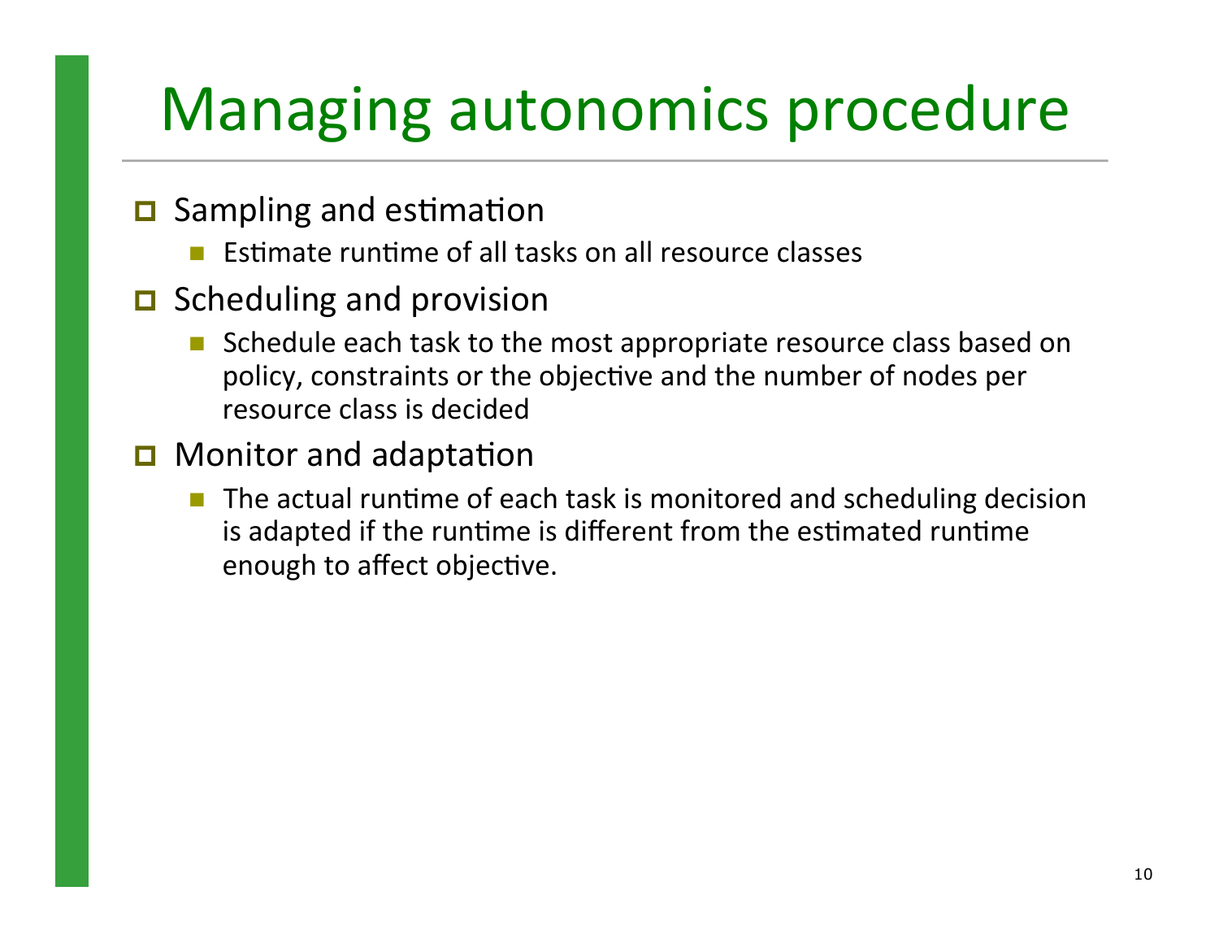# Managing autonomics procedure

- Sampling and estimation
  - Estimate runtime of all tasks on all resource classes
- Scheduling and provision
  - Schedule each task to the most appropriate resource class based on policy, constraints or the objective and the number of nodes per resource class is decided
- Monitor and adaptation
  - The actual runtime of each task is monitored and scheduling decision is adapted if the runtime is different from the estimated runtime enough to affect objective.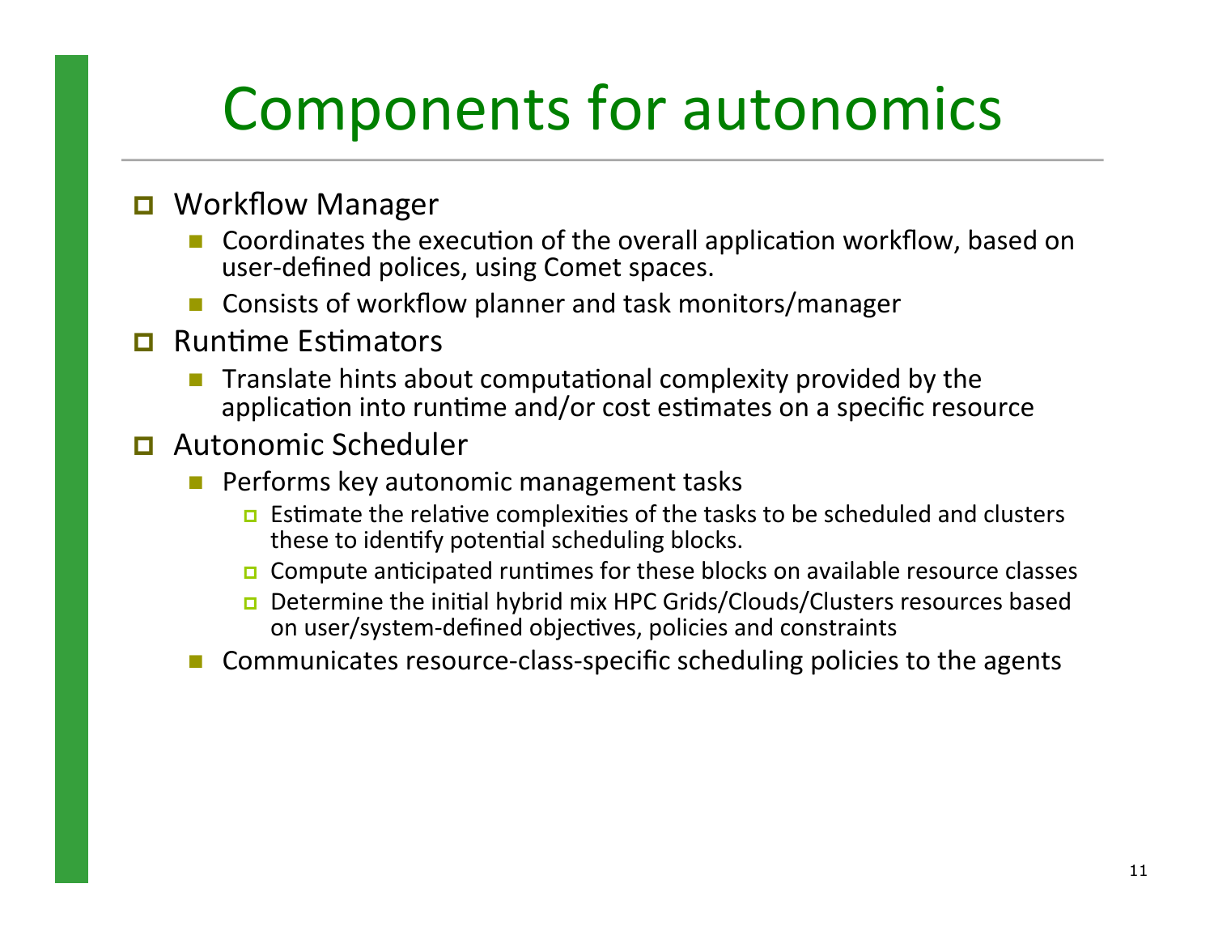# Components for autonomics

- Workflow Manager
  - Coordinates the execution of the overall application workflow, based on user-defined polices, using Comet spaces.
  - Consists of workflow planner and task monitors/manager
- Runtime Estimators
  - Translate hints about computational complexity provided by the application into runtime and/or cost estimates on a specific resource
- Autonomic Scheduler
  - Performs key autonomic management tasks
    - Estimate the relative complexities of the tasks to be scheduled and clusters these to identify potential scheduling blocks.
    - Compute anticipated runtimes for these blocks on available resource classes
    - Determine the initial hybrid mix HPC Grids/Clouds/Clusters resources based on user/system-defined objectives, policies and constraints
  - Communicates resource-class-specific scheduling policies to the agents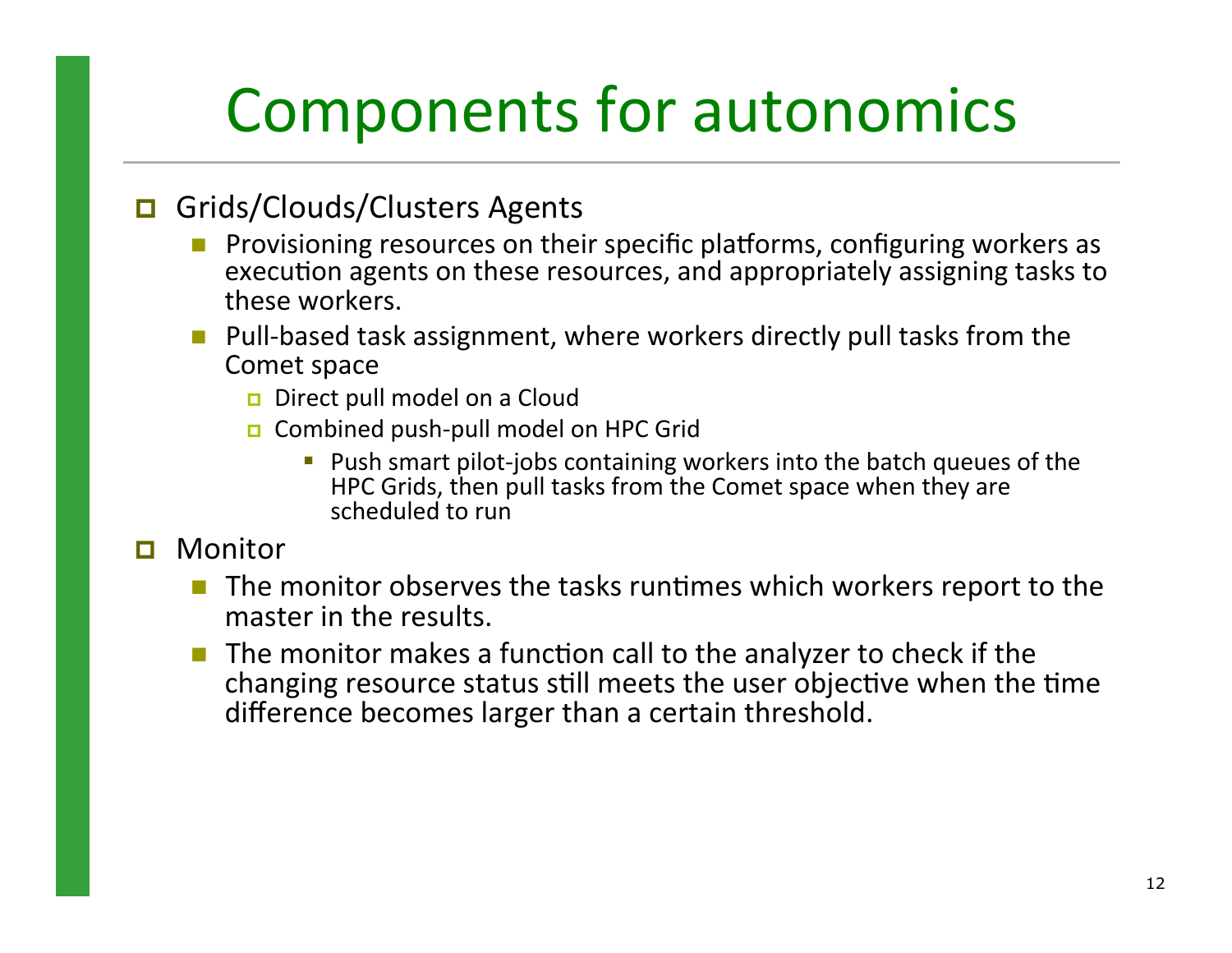# Components for autonomics

- Grids/Clouds/Clusters Agents
  - Provisioning resources on their specific platforms, configuring workers as execution agents on these resources, and appropriately assigning tasks to these workers.
  - Pull-based task assignment, where workers directly pull tasks from the Comet space
    - Direct pull model on a Cloud
    - Combined push-pull model on HPC Grid
      - Push smart pilot-jobs containing workers into the batch queues of the HPC Grids, then pull tasks from the Comet space when they are scheduled to run
- Monitor
  - The monitor observes the tasks runtimes which workers report to the master in the results.
  - The monitor makes a function call to the analyzer to check if the changing resource status still meets the user objective when the time difference becomes larger than a certain threshold.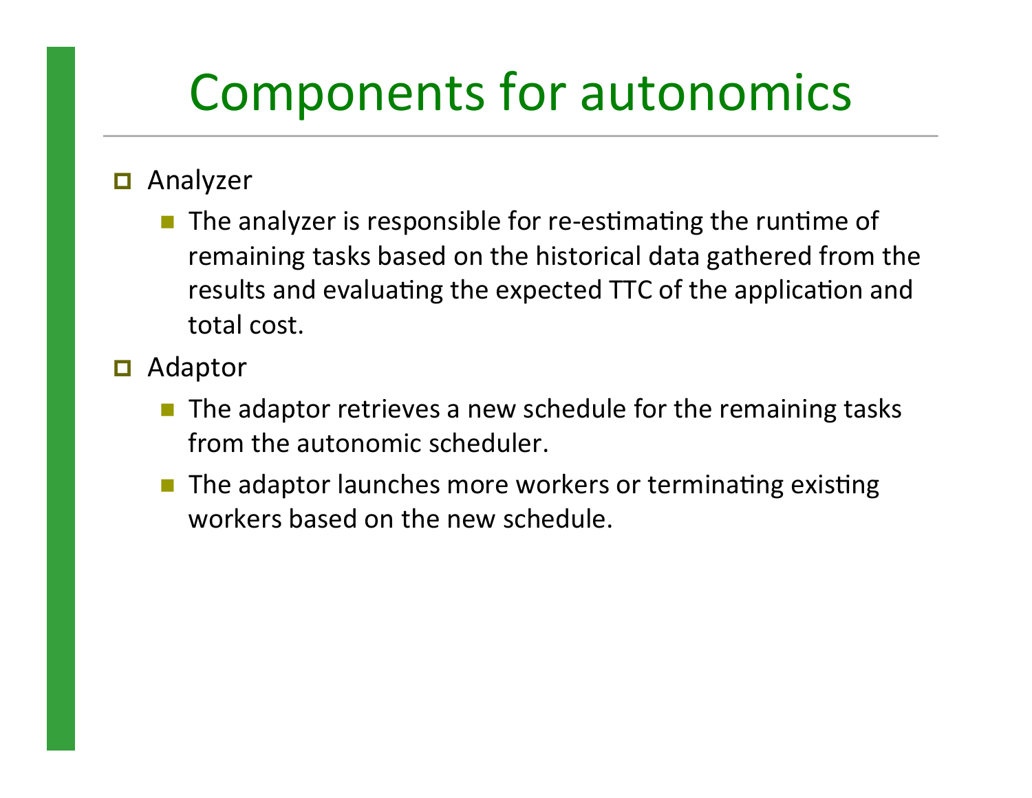# Components for autonomics

- Analyzer
  - The analyzer is responsible for re-estimating the runtime of remaining tasks based on the historical data gathered from the results and evaluating the expected TTC of the application and total cost.
- Adaptor
  - The adaptor retrieves a new schedule for the remaining tasks from the autonomic scheduler.
  - The adaptor launches more workers or terminating existing workers based on the new schedule.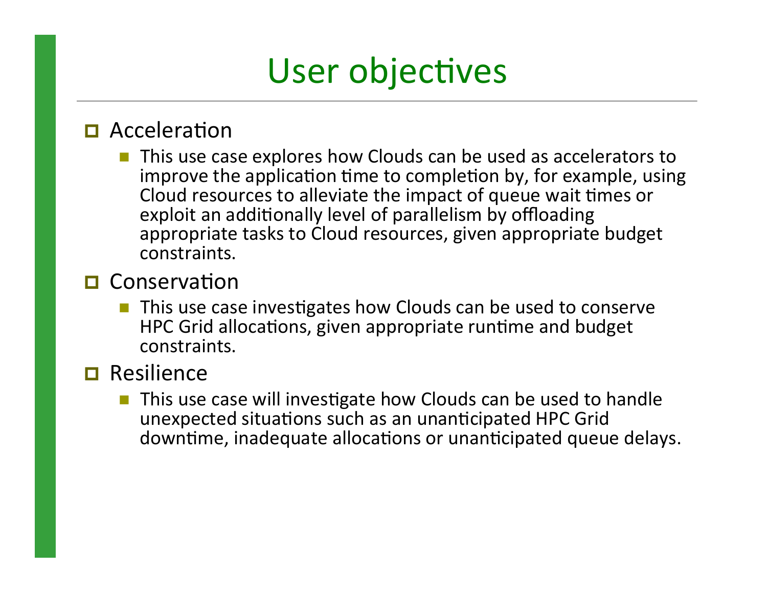# User objectives

- Acceleration
  - This use case explores how Clouds can be used as accelerators to improve the application time to completion by, for example, using Cloud resources to alleviate the impact of queue wait times or exploit an additionally level of parallelism by offloading appropriate tasks to Cloud resources, given appropriate budget constraints.
- Conservation
  - This use case investigates how Clouds can be used to conserve HPC Grid allocations, given appropriate runtime and budget constraints.
- Resilience
  - This use case will investigate how Clouds can be used to handle unexpected situations such as an unanticipated HPC Grid downtime, inadequate allocations or unanticipated queue delays.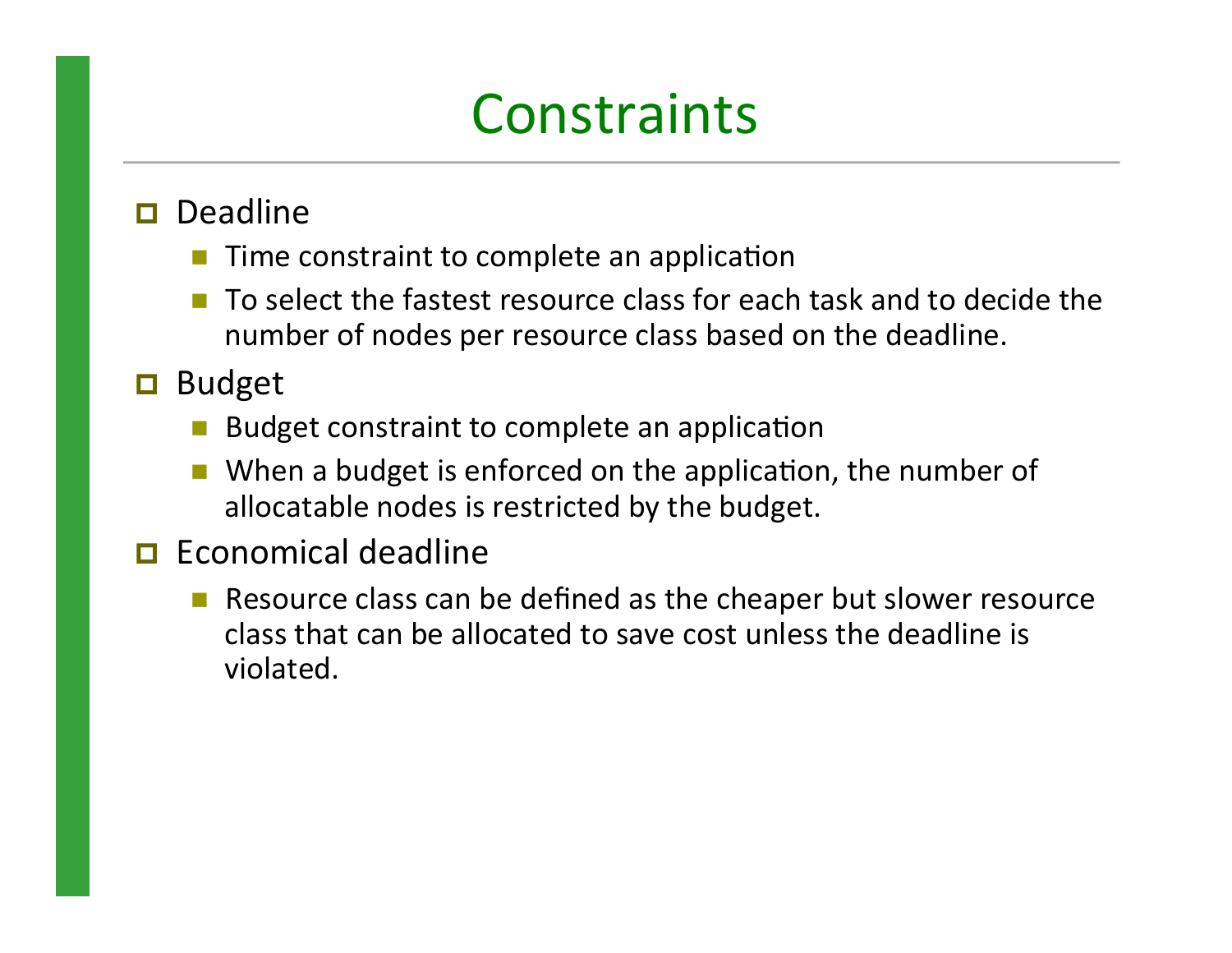# Constraints

- Deadline
  - Time constraint to complete an application
  - To select the fastest resource class for each task and to decide the number of nodes per resource class based on the deadline.
- Budget
  - Budget constraint to complete an application
  - When a budget is enforced on the application, the number of allocatable nodes is restricted by the budget.
- Economical deadline
  - Resource class can be defined as the cheaper but slower resource class that can be allocated to save cost unless the deadline is violated.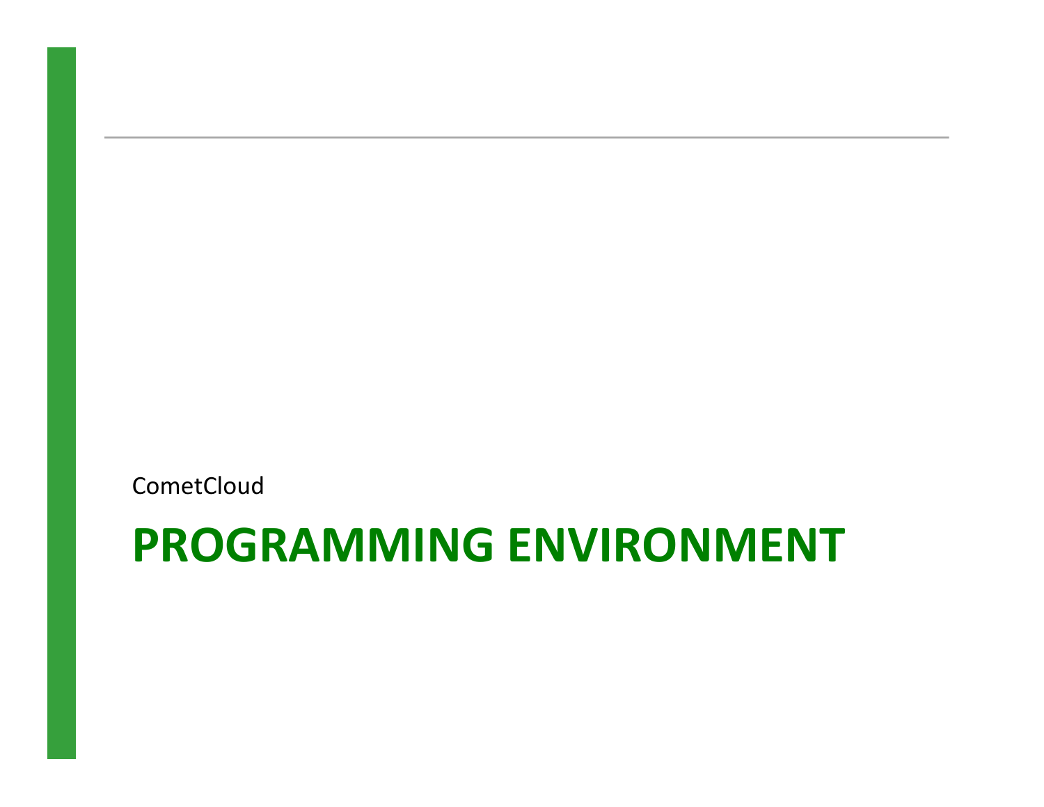CometCloud

# PROGRAMMING ENVIRONMENT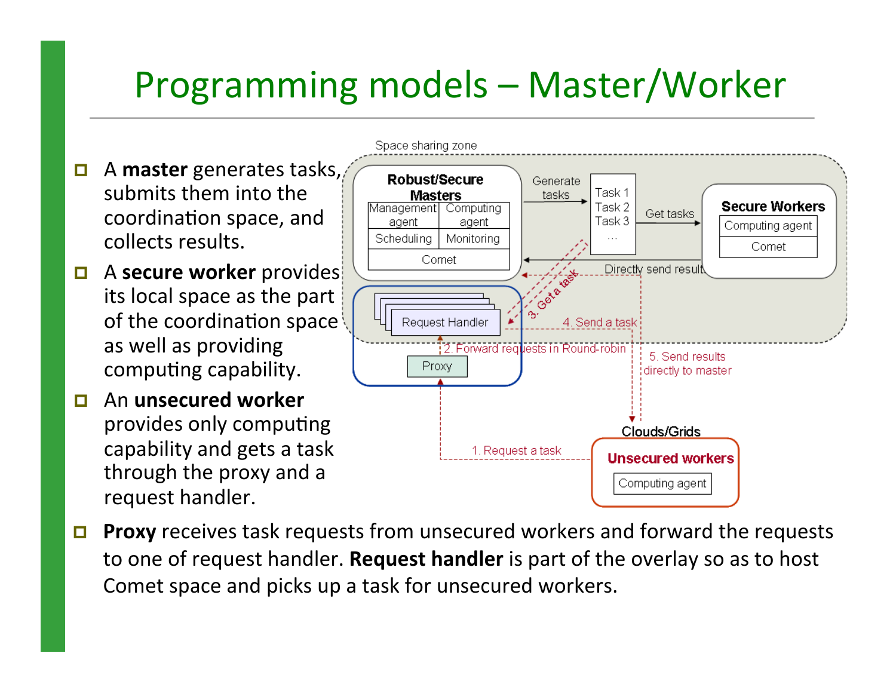# Programming models – Master/Worker

- A **master** generates tasks, submits them into the coordination space, and collects results.
- A **secure worker** provides its local space as the part of the coordination space as well as providing computing capability.
- An **unsecured worker** provides only computing capability and gets a task through the proxy and a request handler.
- **Proxy** receives task requests from unsecured workers and forward the requests to one of request handler. **Request handler** is part of the overlay so as to host Comet space and picks up a task for unsecured workers.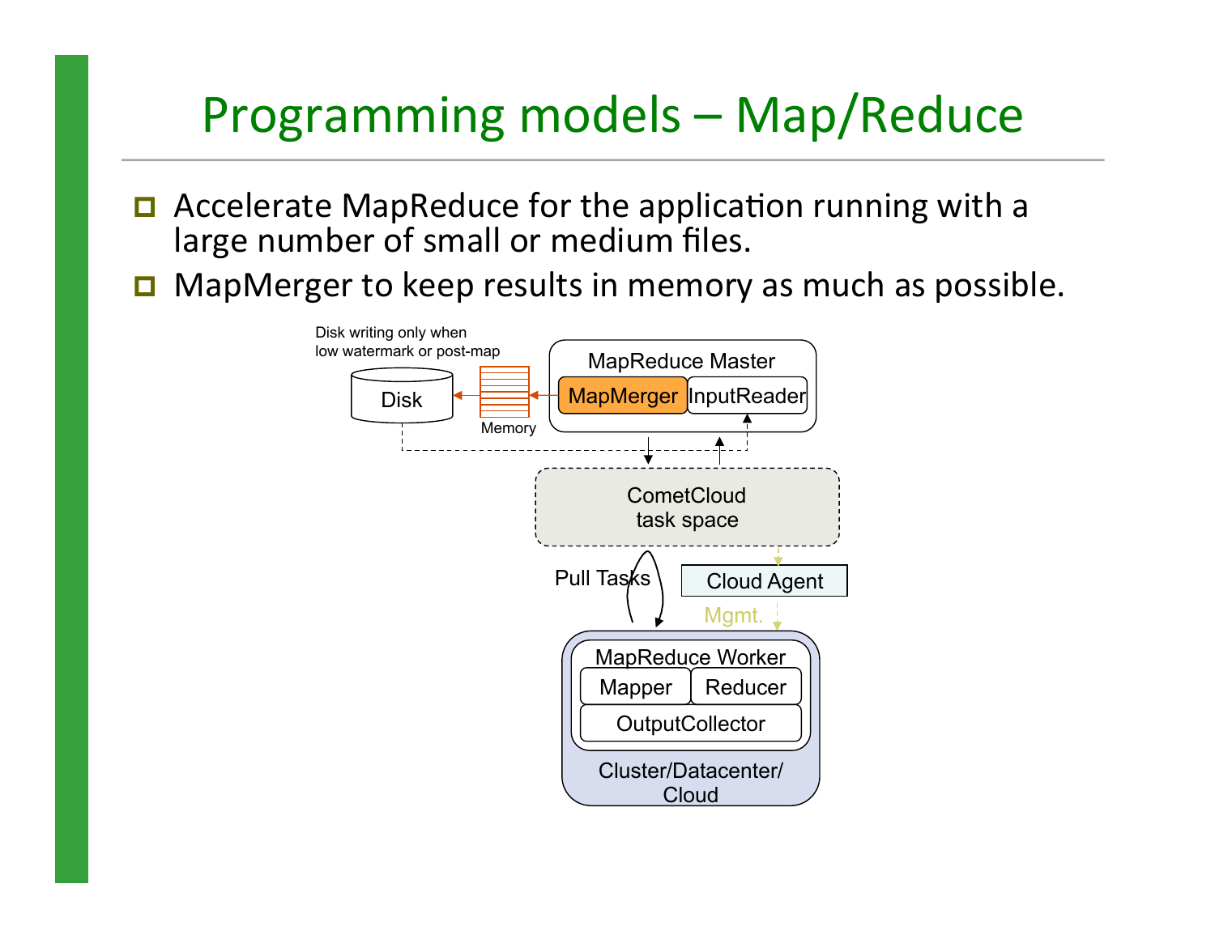# Programming models – Map/Reduce

- Accelerate MapReduce for the application running with a large number of small or medium files.
- MapMerger to keep results in memory as much as possible.

Disk writing only when low watermark or post-map

Disk

Memory

MapReduce Master

MapMerger

InputReader

CometCloud task space

Pull Tasks

Cloud Agent

Mgmt.

MapReduce Worker

Mapper

Reducer

OutputCollector

Cluster/Datacenter/ Cloud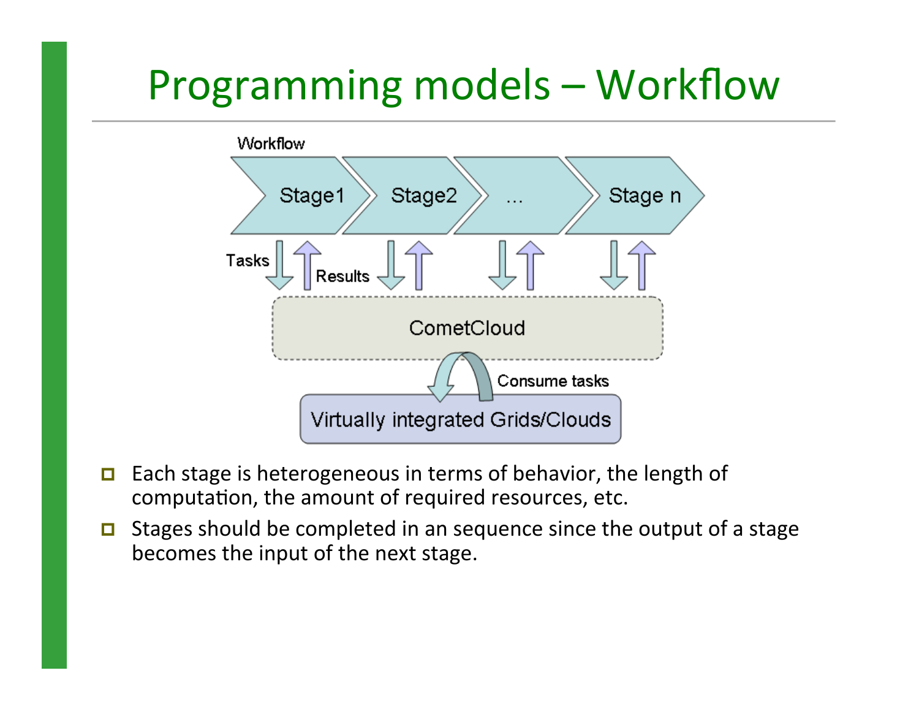# Programming models – Workflow

- Each stage is heterogeneous in terms of behavior, the length of computation, the amount of required resources, etc.
- Stages should be completed in an sequence since the output of a stage becomes the input of the next stage.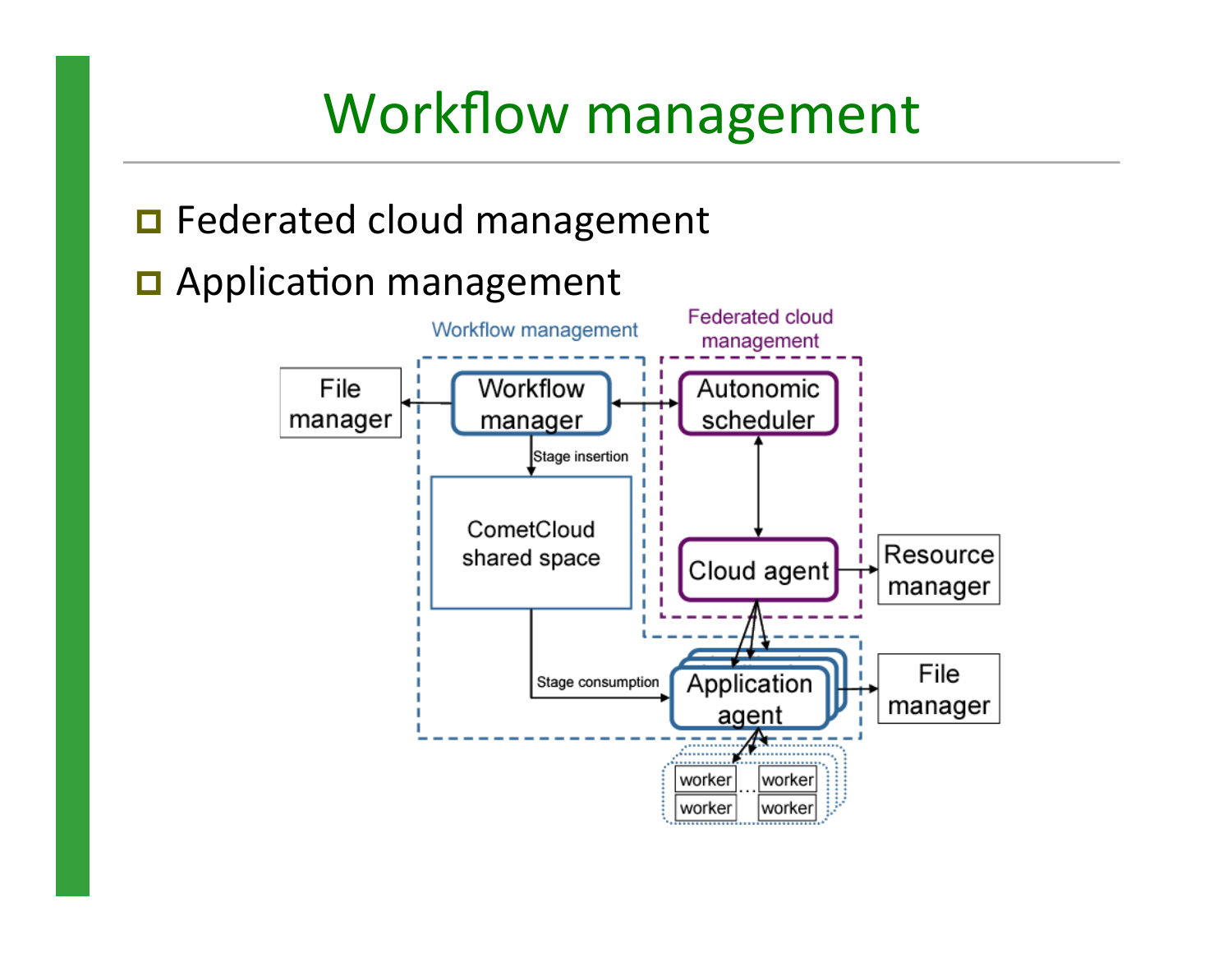# Workflow management

- Federated cloud management
- Application management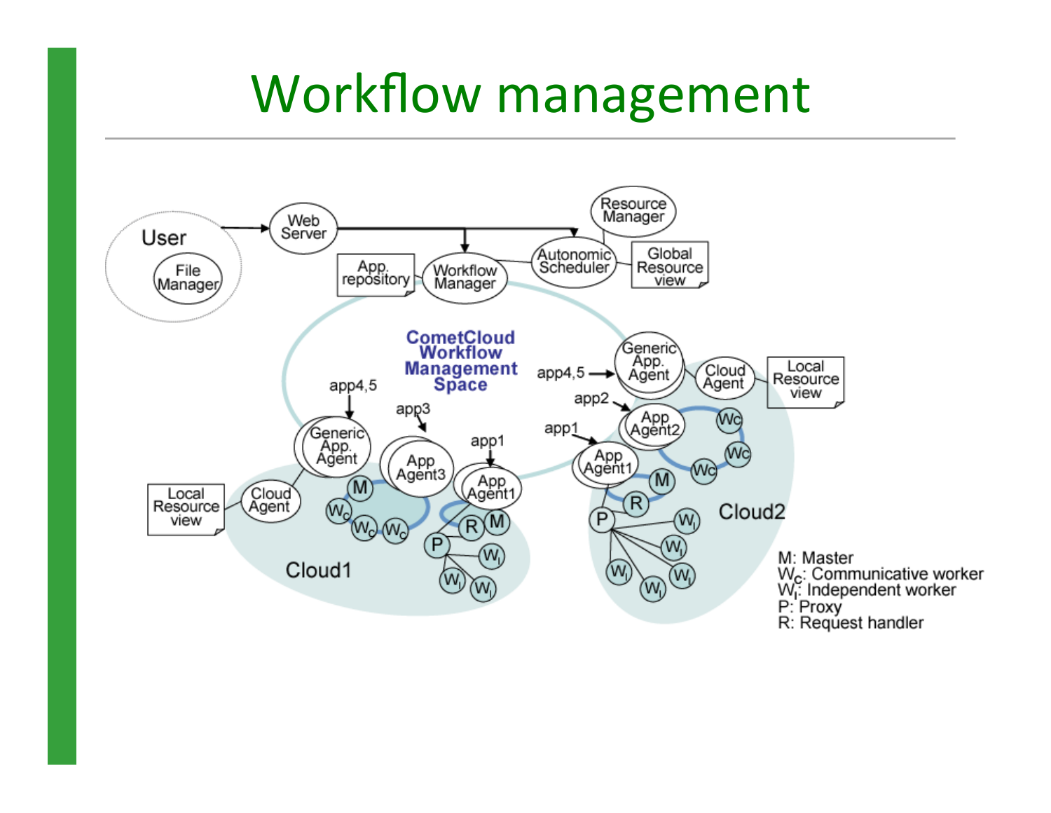# Workflow management

User

File Manager

Web Server

Resource Manager

App. repository

Workflow Manager

Autonomic Scheduler

Global Resource view

CometCloud Workflow Management Space

app4,5

app3

app1

app2

Generic App. Agent

App Agent3

App Agent1

App Agent2

Cloud Agent

Local Resource view

Cloud1

Cloud2

M: Master
$W_C$: Communicative worker
$W_I$: Independent worker
P: Proxy
R: Request handler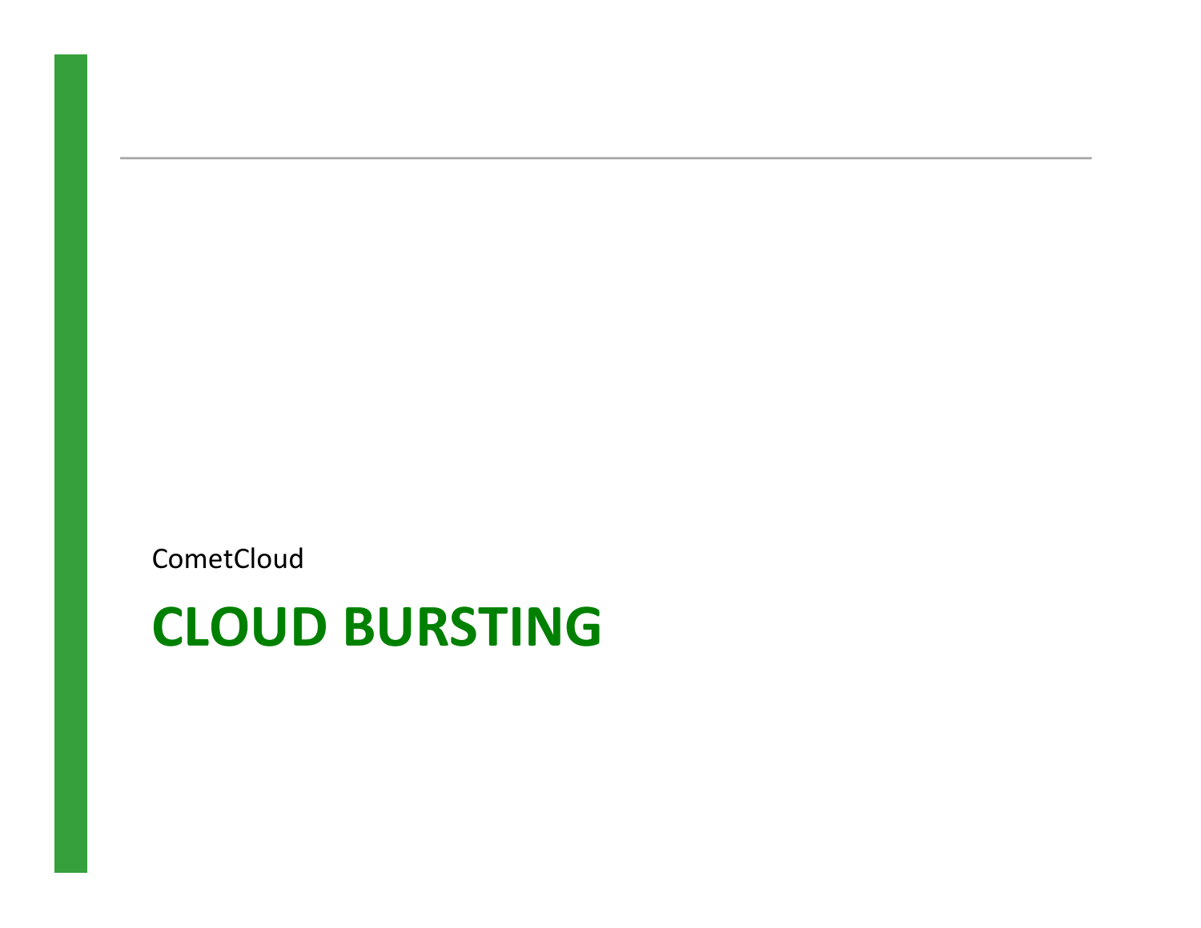CometCloud

# CLOUD BURSTING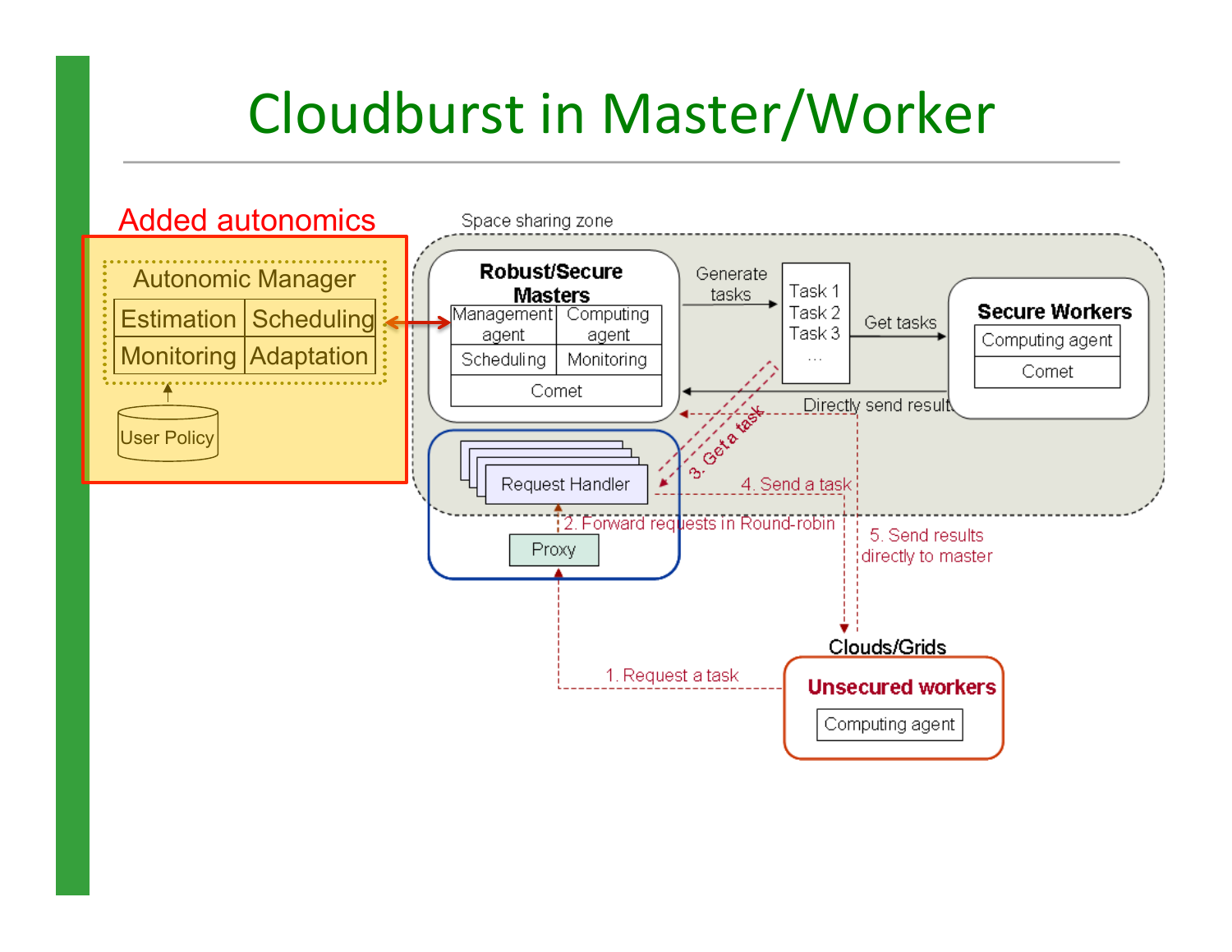# Cloudburst in Master/Worker

Added autonomics

Autonomic Manager

| Estimation | Scheduling |
| --- | --- |
| Monitoring | Adaptation |

User Policy

Space sharing zone

**Robust/Secure Masters**

| Management agent | Computing agent |
| --- | --- |
| Scheduling | Monitoring |
| Comet | |

Generate tasks

Task 1
Task 2
Task 3
...

Get tasks

**Secure Workers**

| Computing agent |
| --- |
| Comet |

Directly send results

3. Get a task

4. Send a task

Request Handler

2. Forward requests in Round-robin

Proxy

5. Send results directly to master

Clouds/Grids

**Unsecured workers**

Computing agent

1. Request a task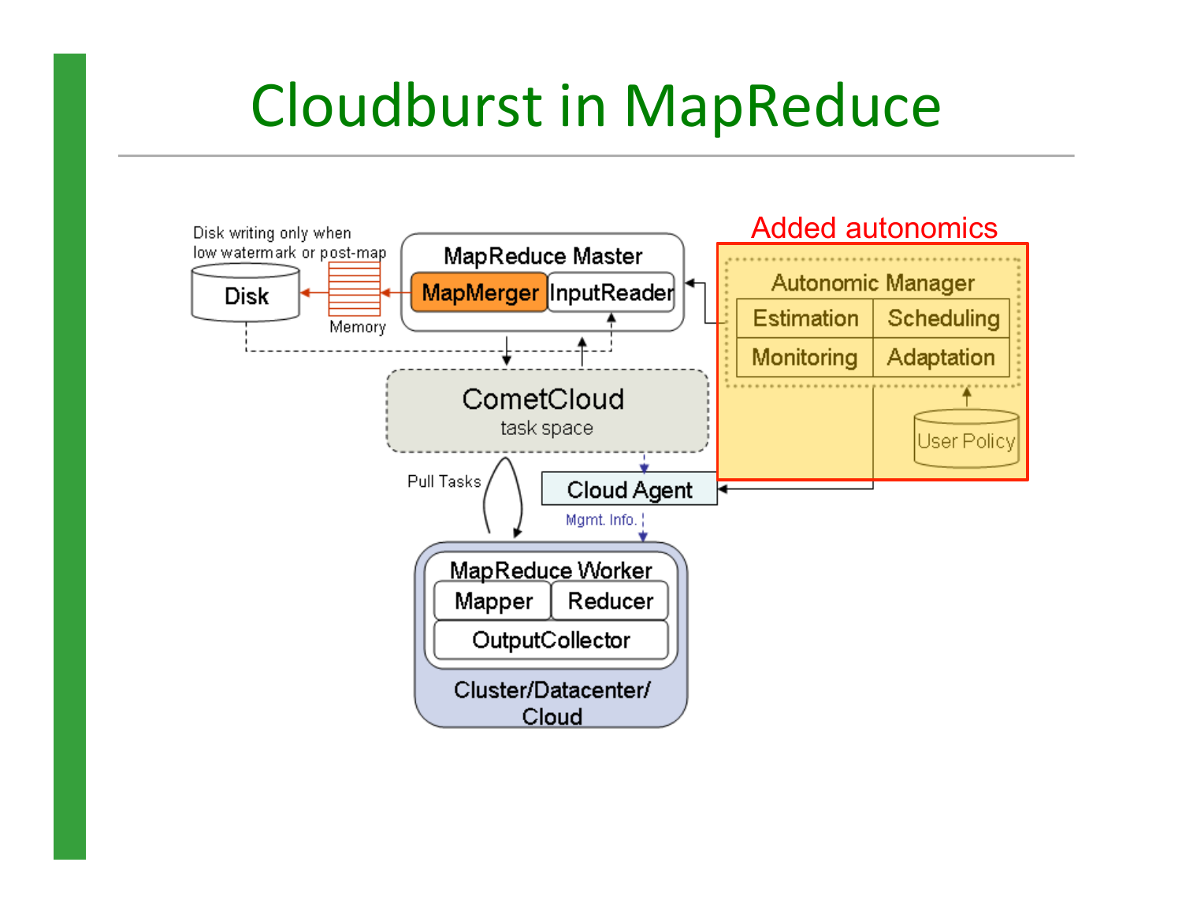# Cloudburst in MapReduce

Added autonomics

Autonomic Manager

| Estimation | Scheduling |
|---|---|
| Monitoring | Adaptation |

User Policy

MapReduce Master: MapMerger, InputReader

Disk writing only when low watermark or post-map

Disk

Memory

CometCloud task space

Pull Tasks

Cloud Agent

Mgmt. Info.

MapReduce Worker: Mapper, Reducer, OutputCollector

Cluster/Datacenter/ Cloud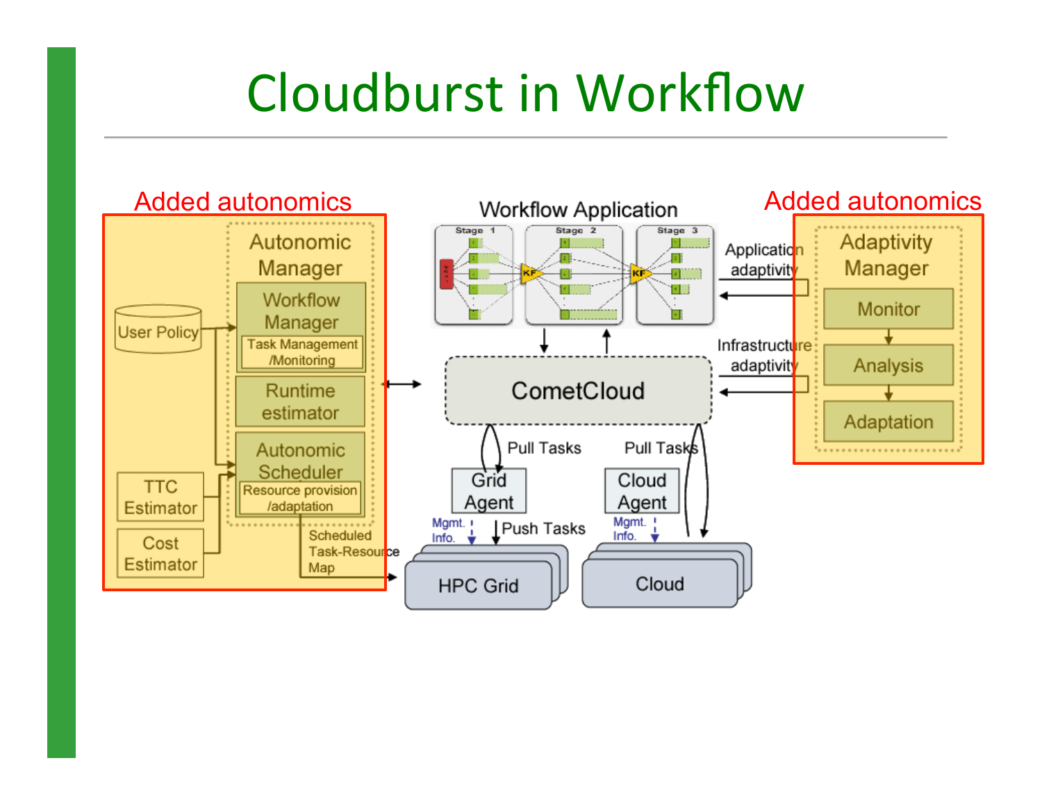# Cloudburst in Workflow

Added autonomics

Autonomic Manager

Workflow Manager

Task Management /Monitoring

Runtime estimator

Autonomic Scheduler

Resource provision /adaptation

User Policy

TTC Estimator

Cost Estimator

Scheduled Task-Resource Map

Workflow Application

Stage 1 Stage 2 Stage 3

CometCloud

Pull Tasks

Pull Tasks

Grid Agent

Cloud Agent

Mgmt. Info.

Push Tasks

Mgmt. Info.

HPC Grid

Cloud

Application adaptivity

Infrastructure adaptivity

Added autonomics

Adaptivity Manager

Monitor

Analysis

Adaptation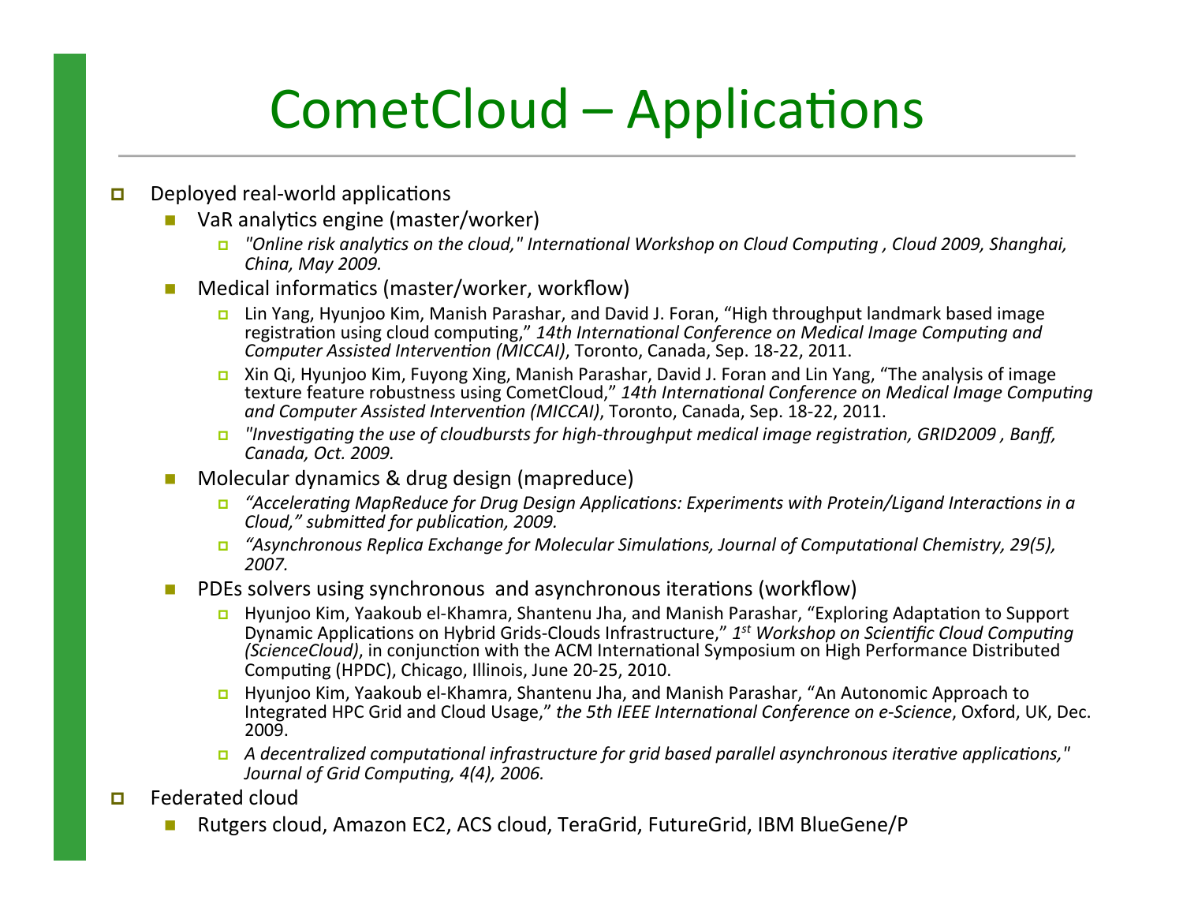# CometCloud – Applications

- Deployed real-world applications
  - VaR analytics engine (master/worker)
    - *"Online risk analytics on the cloud," International Workshop on Cloud Computing , Cloud 2009, Shanghai, China, May 2009.*
  - Medical informatics (master/worker, workflow)
    - Lin Yang, Hyunjoo Kim, Manish Parashar, and David J. Foran, "High throughput landmark based image registration using cloud computing," *14th International Conference on Medical Image Computing and Computer Assisted Intervention (MICCAI)*, Toronto, Canada, Sep. 18-22, 2011.
    - Xin Qi, Hyunjoo Kim, Fuyong Xing, Manish Parashar, David J. Foran and Lin Yang, "The analysis of image texture feature robustness using CometCloud," *14th International Conference on Medical Image Computing and Computer Assisted Intervention (MICCAI)*, Toronto, Canada, Sep. 18-22, 2011.
    - *"Investigating the use of cloudbursts for high-throughput medical image registration, GRID2009 , Banff, Canada, Oct. 2009.*
  - Molecular dynamics & drug design (mapreduce)
    - *"Accelerating MapReduce for Drug Design Applications: Experiments with Protein/Ligand Interactions in a Cloud," submitted for publication, 2009.*
    - *"Asynchronous Replica Exchange for Molecular Simulations, Journal of Computational Chemistry, 29(5), 2007.*
  - PDEs solvers using synchronous and asynchronous iterations (workflow)
    - Hyunjoo Kim, Yaakoub el-Khamra, Shantenu Jha, and Manish Parashar, "Exploring Adaptation to Support Dynamic Applications on Hybrid Grids-Clouds Infrastructure," *1st Workshop on Scientific Cloud Computing (ScienceCloud)*, in conjunction with the ACM International Symposium on High Performance Distributed Computing (HPDC), Chicago, Illinois, June 20-25, 2010.
    - Hyunjoo Kim, Yaakoub el-Khamra, Shantenu Jha, and Manish Parashar, "An Autonomic Approach to Integrated HPC Grid and Cloud Usage," *the 5th IEEE International Conference on e-Science*, Oxford, UK, Dec. 2009.
    - *A decentralized computational infrastructure for grid based parallel asynchronous iterative applications," Journal of Grid Computing, 4(4), 2006.*
- Federated cloud
  - Rutgers cloud, Amazon EC2, ACS cloud, TeraGrid, FutureGrid, IBM BlueGene/P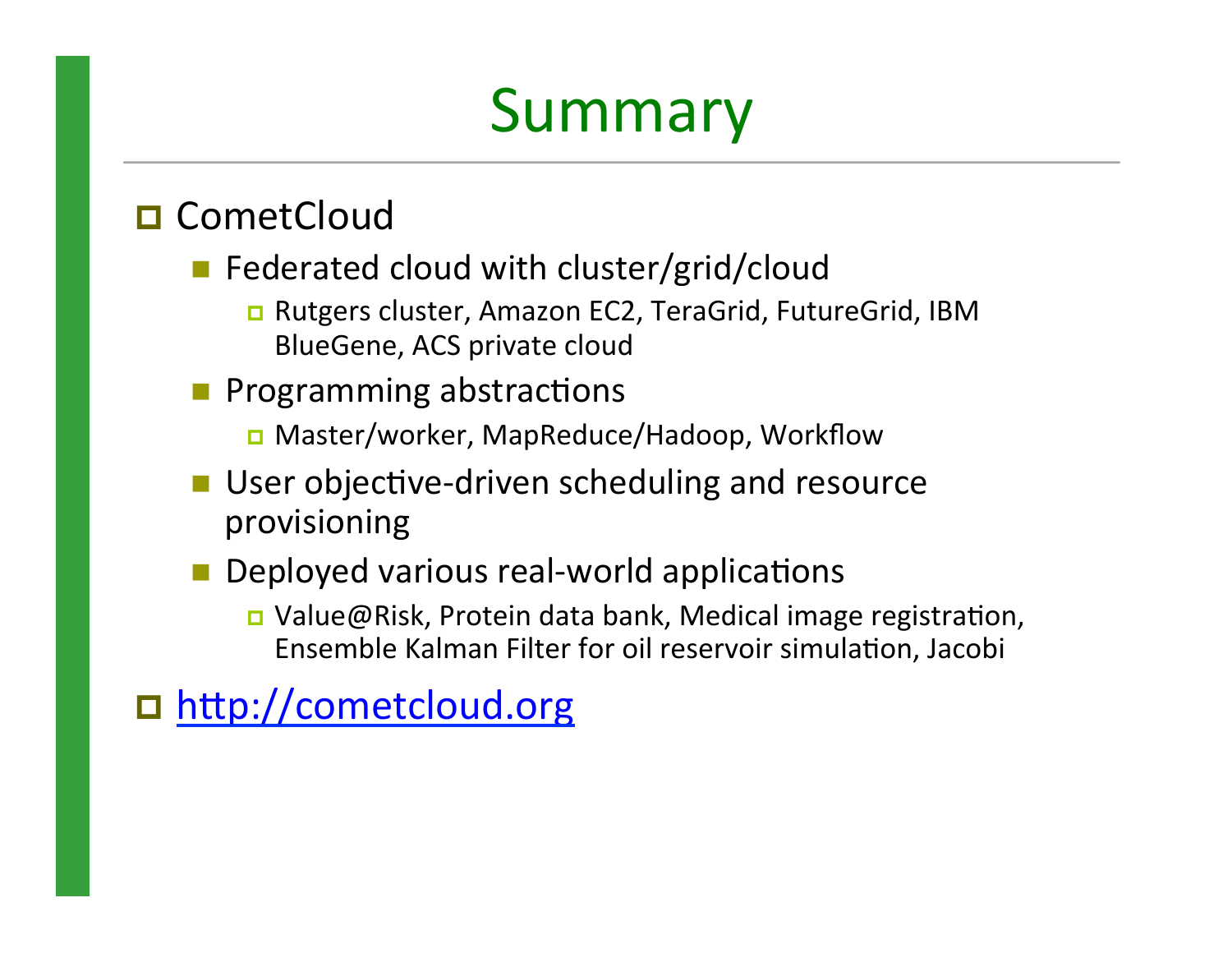# Summary

- CometCloud
  - Federated cloud with cluster/grid/cloud
    - Rutgers cluster, Amazon EC2, TeraGrid, FutureGrid, IBM BlueGene, ACS private cloud
  - Programming abstractions
    - Master/worker, MapReduce/Hadoop, Workflow
  - User objective-driven scheduling and resource provisioning
  - Deployed various real-world applications
    - Value@Risk, Protein data bank, Medical image registration, Ensemble Kalman Filter for oil reservoir simulation, Jacobi
- http://cometcloud.org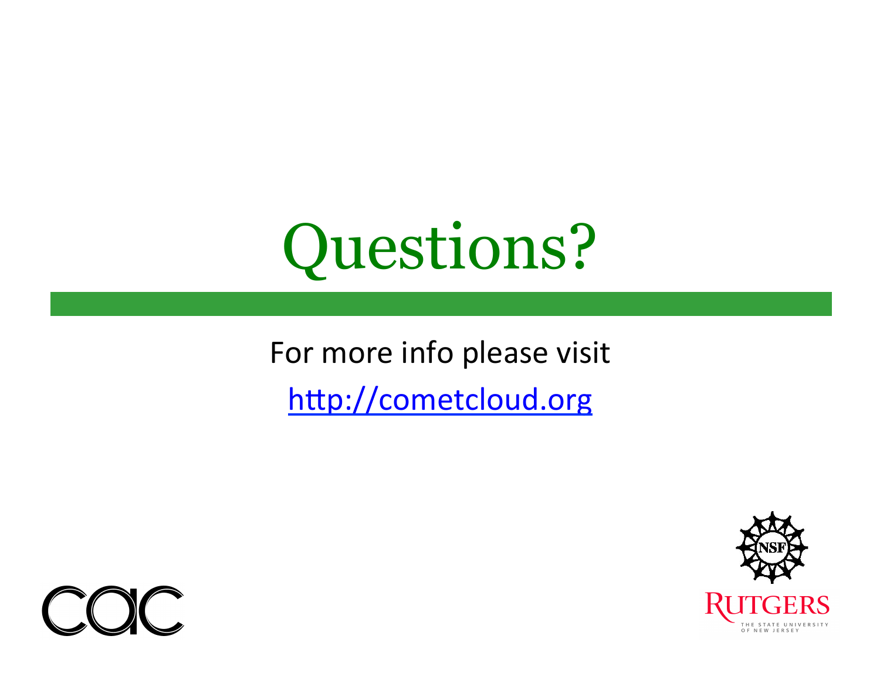# Questions?

For more info please visit

[http://cometcloud.org](http://cometcloud.org)